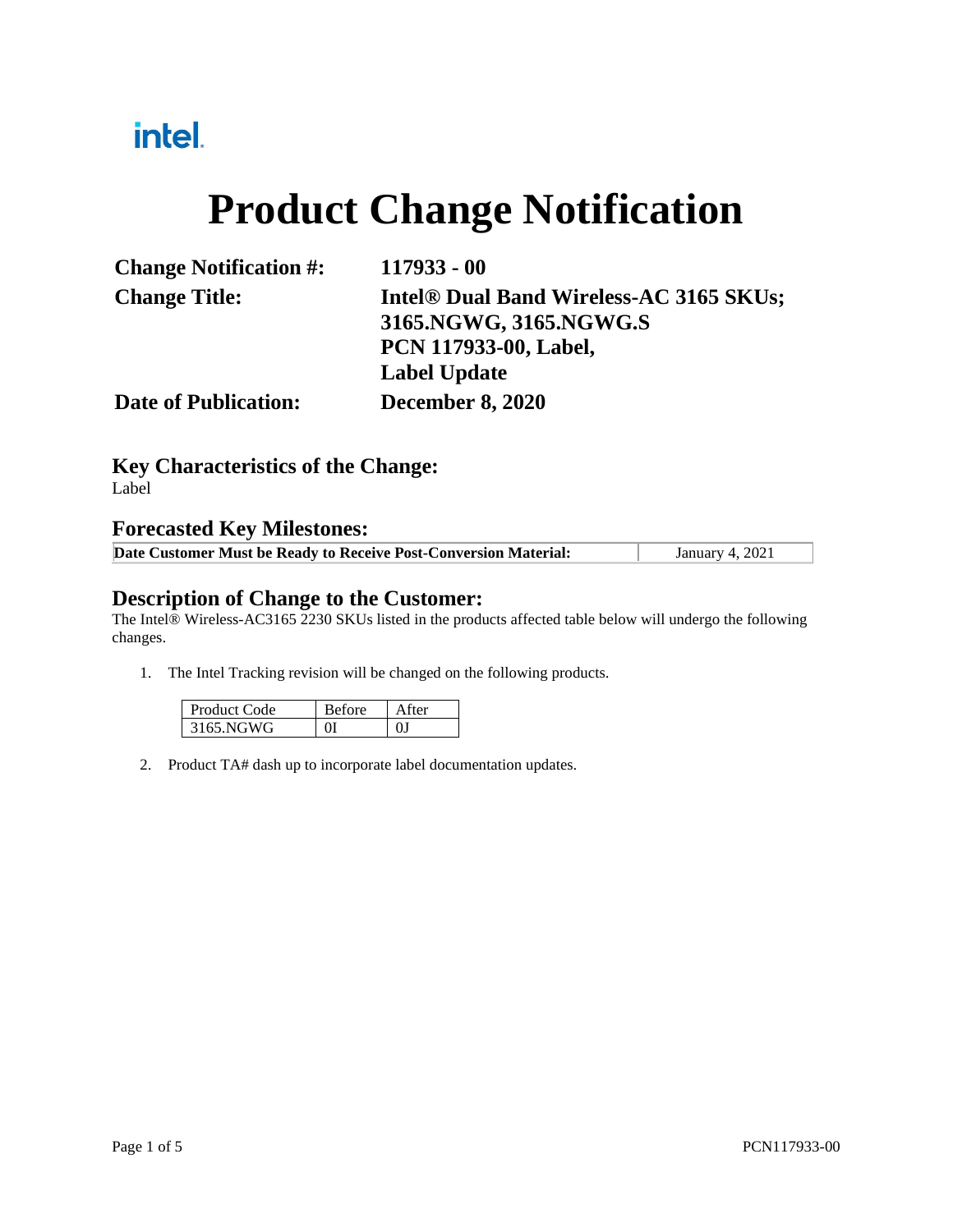intel.

# Product Change Notification

| | |
|---|---|
| **Change Notification #:** | **117933 - 00** |
| **Change Title:** | **Intel® Dual Band Wireless-AC 3165 SKUs; 3165.NGWG, 3165.NGWG.S PCN 117933-00, Label, Label Update** |
| **Date of Publication:** | **December 8, 2020** |

## Key Characteristics of the Change:

Label

## Forecasted Key Milestones:

| **Date Customer Must be Ready to Receive Post-Conversion Material:** | January 4, 2021 |
|---|---|

## Description of Change to the Customer:

The Intel® Wireless-AC3165 2230 SKUs listed in the products affected table below will undergo the following changes.

1. The Intel Tracking revision will be changed on the following products.

| Product Code | Before | After |
|---|---|---|
| 3165.NGWG | 0I | 0J |

2. Product TA# dash up to incorporate label documentation updates.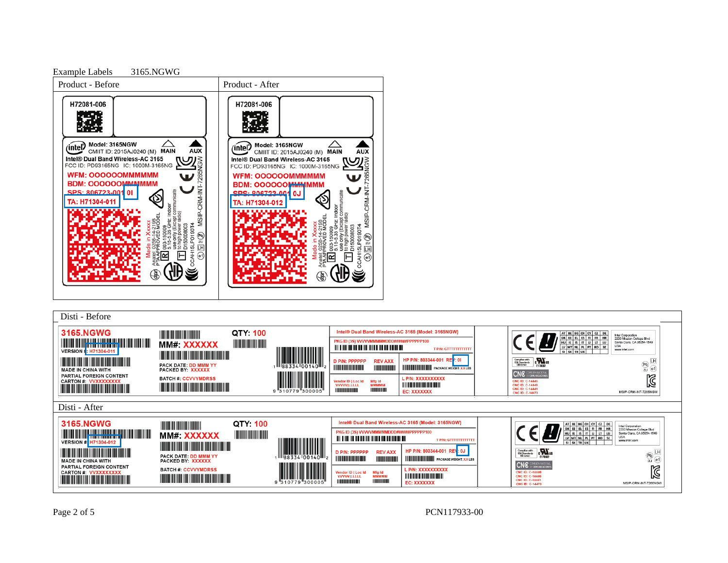Example Labels 3165.NGWG

| Product - Before | Product - After |
|---|---|
| H72081-006<br>Model: 3165NGW<br>CMIIT ID: 2015AJ0240 (M) MAIN AUX<br>Intel® Dual Band Wireless-AC 3165<br>FCC ID: PD93165NG IC: 1000M-3165NG<br>WFM: OOOOOOMMMMMM<br>BDM: OOOOOOMMMMMM<br>SPS: 806723-001 0I<br>TA: H71304-011<br>Made in Xxxxx<br>Anatel 0258-14-2198<br>PTA APPROVED MODEL<br>003-150009<br>5.15-5.35 GHz: Indoor use only (Except communicate to high power radio)<br>D150008003<br>CCAH15LP0190T4<br>MSIP-CRM-INT-7265NGW | H72081-006<br>Model: 3165NGW<br>CMIIT ID: 2015AJ0240 (M) MAIN AUX<br>Intel® Dual Band Wireless-AC 3165<br>FCC ID: PD93165NG IC: 1000M-3165NG<br>WFM: OOOOOOMMMMMM<br>BDM: OOOOOOMMMMMM<br>SPS: 806723-001 0J<br>TA: H71304-012<br>Made in Xxxxx<br>Anatel 0258-14-2198<br>PTA APPROVED MODEL<br>003-150009<br>5.15-5.35 GHz: Indoor use only (Except communicate to high power radio)<br>D150008003<br>CCAH15LP0190T4<br>MSIP-CRM-INT-7265NGW |

| Disti - Before |
|---|
| 3165.NGWG<br>VERSION #: H71304-011<br>MADE IN CHINA WITH PARTIAL FOREIGN CONTENT<br>CARTON #: VVXXXXXXXXX<br>MM#: XXXXXX<br>QTY: 100<br>PACK DATE: DD MMM YY<br>PACKED BY: XXXXXX<br>BATCH #: CCVVYMDRSS<br>1 88334 00140 2<br>9 310779 300005<br>Intel® Dual Band Wireless-AC 3165 (Model: 3165NGW)<br>PKG ID (3S) VVVVVMMMMMDDD######PPPPPP100<br>T P/N: GTTTTTTTTTTTT<br>D P/N: PPPPPP REV AXX<br>HP P/N: 803344-001 REV: 0I<br>PACKAGE WEIGHT: XX LBS<br>Vendor ID \| Loc Id VVVVV\|LLLLL<br>Mfg Id MMMMM<br>L P/N: XXXXXXXXXX<br>EC: XXXXXXX<br>AT BE BG CH CY CZ DE DK EE EL ES FI FR HR HU IE IS IT LI LT LU LV MT NL PL PT RO SE SI SK TR UK<br>Intel Corporation 2200 Mission College Blvd Santa Clara, CA 95054-1549 USA www.intel.com<br>Complies with IDA Standards DB00341<br>E178582<br>CNC ID: C-14445<br>CNC ID: C-14446<br>CNC ID: C-14441<br>CNC ID: C-14473<br>MSIP-CRM-INT-7265NGW |

| Disti - After |
|---|
| 3165.NGWG<br>VERSION #: H71304-012<br>MADE IN CHINA WITH PARTIAL FOREIGN CONTENT<br>CARTON #: VVXXXXXXXXX<br>MM#: XXXXXX<br>QTY: 100<br>PACK DATE: DD MMM YY<br>PACKED BY: XXXXXX<br>BATCH #: CCVVYMDRSS<br>1 88334 00140 2<br>9 310779 300005<br>Intel® Dual Band Wireless-AC 3165 (Model: 3165NGW)<br>PKG ID (3S) VVVVVMMMMMDDD######PPPPPP100<br>T P/N: GTTTTTTTTTTTT<br>D P/N: PPPPPP REV AXX<br>HP P/N: 803344-001 REV: 0J<br>PACKAGE WEIGHT: XX LBS<br>Vendor ID \| Loc Id VVVVV\|LLLLL<br>Mfg Id MMMMM<br>L P/N: XXXXXXXXXX<br>EC: XXXXXXX<br>AT BE BG CH CY CZ DE DK EE EL ES FI FR HR HU IE IS IT LI LT LU LV MT NL PL PT RO SE SI SK TR UK<br>Intel Corporation 2200 Mission College Blvd Santa Clara, CA 95054-1549 USA www.intel.com<br>Complies with IDA Standards DB00341<br>E178582<br>CNC ID: C-14445<br>CNC ID: C-14446<br>CNC ID: C-14441<br>CNC ID: C-14473<br>MSIP-CRM-INT-7265NGW |

PCN117933-00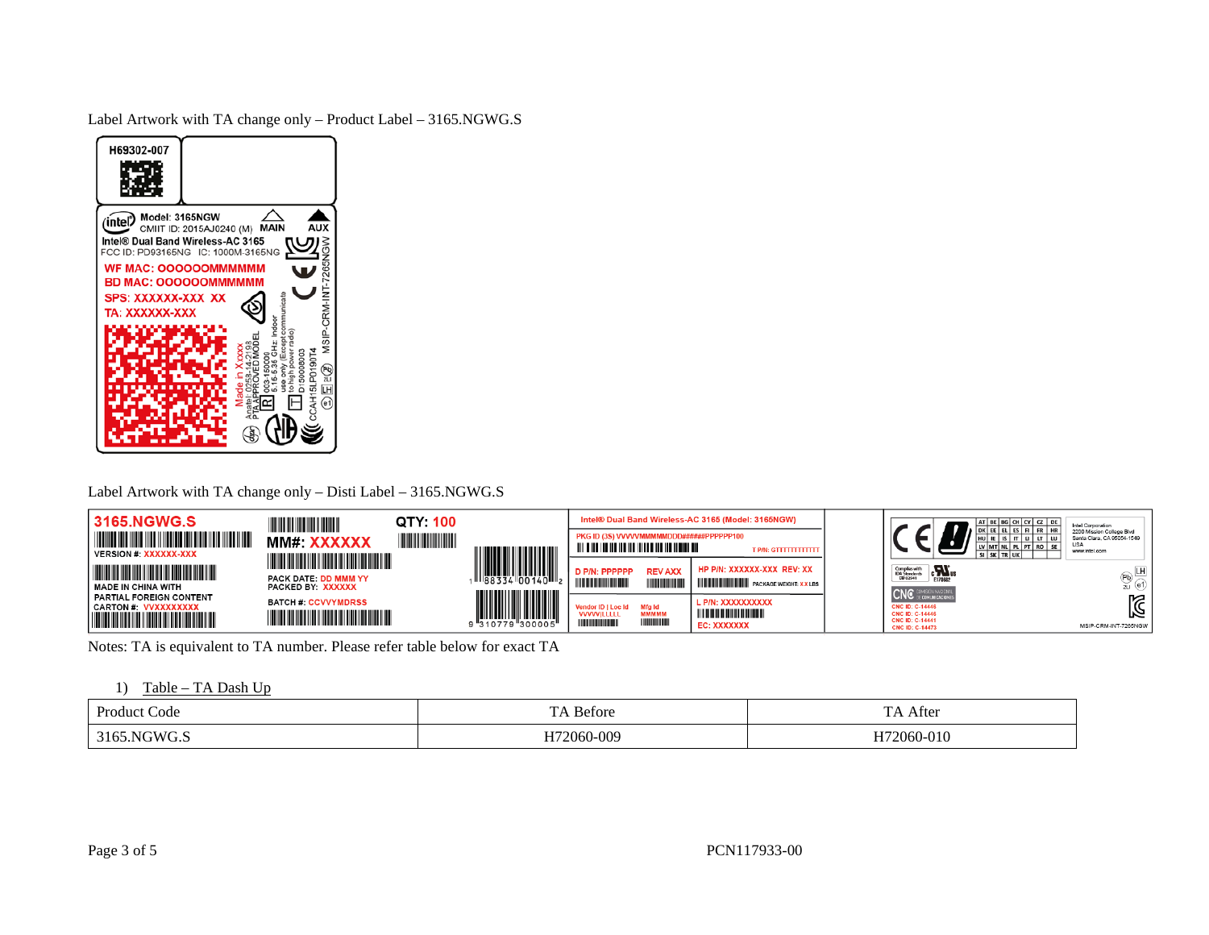Label Artwork with TA change only – Product Label – 3165.NGWG.S

H69302-007

Model: 3165NGW
CMIIT ID: 2015AJ0240 (M) MAIN AUX
Intel® Dual Band Wireless-AC 3165
FCC ID: PD93165NG IC: 1000M-3165NG
WF MAC: OOOOOOMMMMMM
BD MAC: OOOOOOMMMMMM
SPS: XXXXXX-XXX XX
TA: XXXXXX-XXX
Made in Xxxxx
Anatel 0258-14-2198
PTA APPROVED MODEL
R 003-150009
5.15-5.35 GHz: Indoor use only (Except communicate to high power radio)
T D150008003
CCAH15LP0190T4
MSIP-CRM-INT-7265NGW

Label Artwork with TA change only – Disti Label – 3165.NGWG.S

3165.NGWG.S
VERSION #: XXXXXX-XXX
MADE IN CHINA WITH PARTIAL FOREIGN CONTENT
CARTON #: VVXXXXXXXXX
MM#: XXXXXX
QTY: 100
PACK DATE: DD MMM YY
PACKED BY: XXXXXX
BATCH #: CCVVYMDRSS
1 88334 00140 2
9 310779 300005

Intel® Dual Band Wireless-AC 3165 (Model: 3165NGW)
PKG ID (3S) VVVVVMMMMMDDD######PPPPPP100
T P/N: GTTTTTTTTTTTT
D P/N: PPPPPP REV AXX
HP P/N: XXXXXX-XXX REV: XX
PACKAGE WEIGHT: XX LBS
Vendor ID | Loc Id VVVVV|LLLLL
Mfg Id MMMMM
L P/N: XXXXXXXXXX
EC: XXXXXXX

AT BE BG CH CY CZ DE DK EE EL ES FI FR HR HU IE IS IT LI LT LU LV MT NL PL PT RO SE SI SK TR UK
Intel Corporation
2200 Mission College Blvd
Santa Clara, CA 95054-1549
USA
www.intel.com
Complies with IDA Standards DB102341
E178602
CNC ID: C-14446
CNC ID: C-14446
CNC ID: C-14441
CNC ID: C-14473
MSIP-CRM-INT-7265NGW

Notes: TA is equivalent to TA number. Please refer table below for exact TA

1) Table – TA Dash Up

| Product Code | TA Before | TA After |
|---|---|---|
| 3165.NGWG.S | H72060-009 | H72060-010 |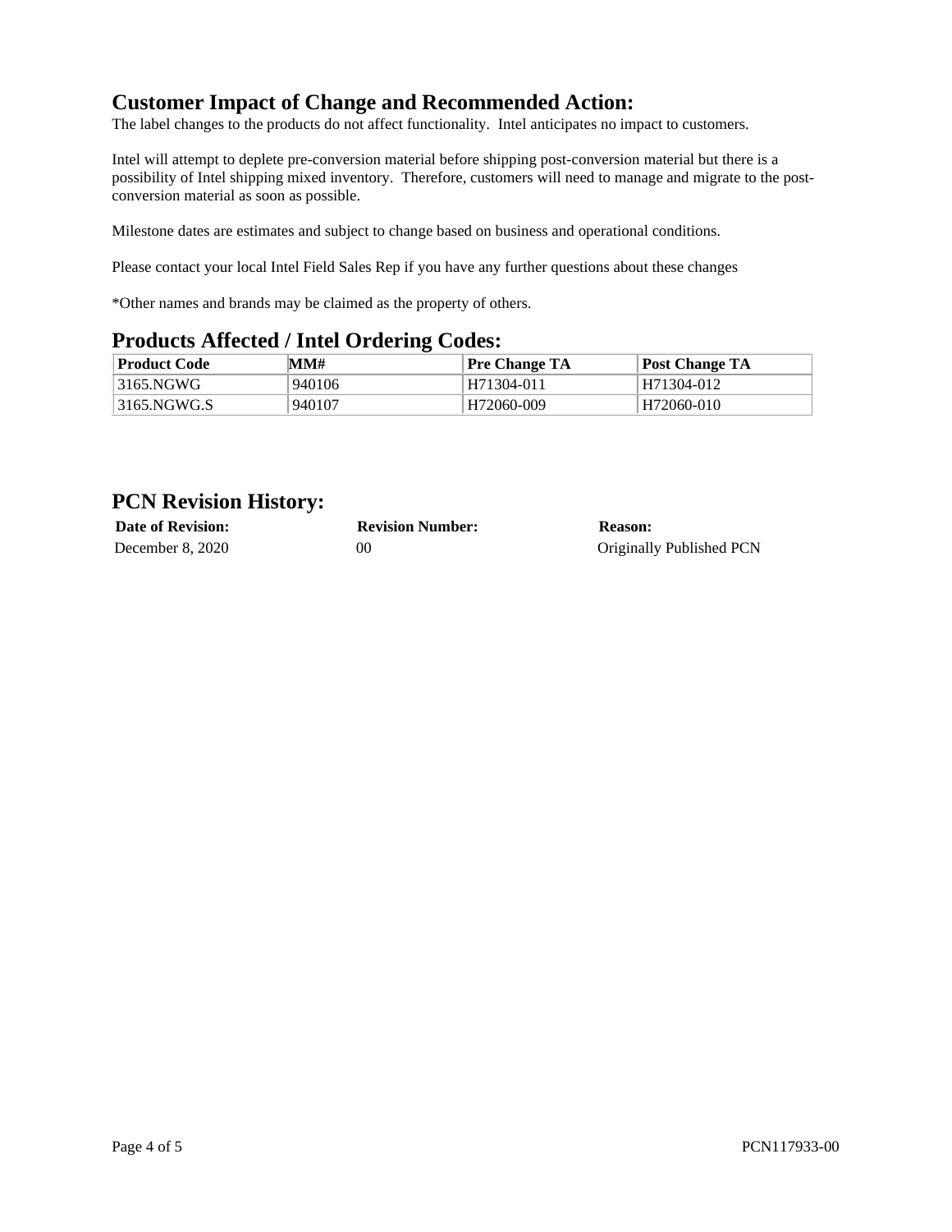## Customer Impact of Change and Recommended Action:

The label changes to the products do not affect functionality. Intel anticipates no impact to customers.

Intel will attempt to deplete pre-conversion material before shipping post-conversion material but there is a possibility of Intel shipping mixed inventory. Therefore, customers will need to manage and migrate to the post-conversion material as soon as possible.

Milestone dates are estimates and subject to change based on business and operational conditions.

Please contact your local Intel Field Sales Rep if you have any further questions about these changes

*Other names and brands may be claimed as the property of others.

## Products Affected / Intel Ordering Codes:

| Product Code | MM# | Pre Change TA | Post Change TA |
|---|---|---|---|
| 3165.NGWG | 940106 | H71304-011 | H71304-012 |
| 3165.NGWG.S | 940107 | H72060-009 | H72060-010 |

## PCN Revision History:

| Date of Revision: | Revision Number: | Reason: |
|---|---|---|
| December 8, 2020 | 00 | Originally Published PCN |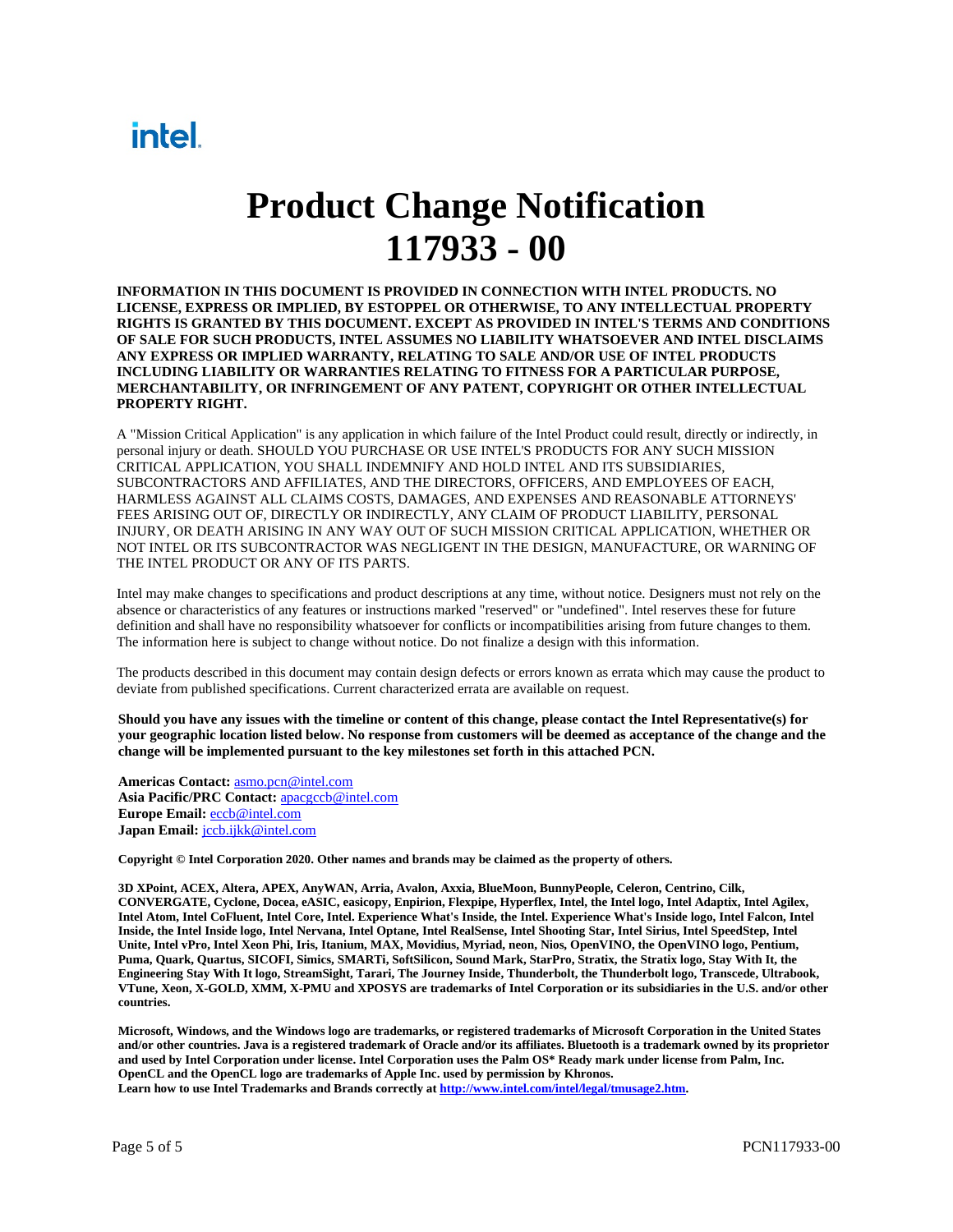intel.

# Product Change Notification 117933 - 00

**INFORMATION IN THIS DOCUMENT IS PROVIDED IN CONNECTION WITH INTEL PRODUCTS. NO LICENSE, EXPRESS OR IMPLIED, BY ESTOPPEL OR OTHERWISE, TO ANY INTELLECTUAL PROPERTY RIGHTS IS GRANTED BY THIS DOCUMENT. EXCEPT AS PROVIDED IN INTEL'S TERMS AND CONDITIONS OF SALE FOR SUCH PRODUCTS, INTEL ASSUMES NO LIABILITY WHATSOEVER AND INTEL DISCLAIMS ANY EXPRESS OR IMPLIED WARRANTY, RELATING TO SALE AND/OR USE OF INTEL PRODUCTS INCLUDING LIABILITY OR WARRANTIES RELATING TO FITNESS FOR A PARTICULAR PURPOSE, MERCHANTABILITY, OR INFRINGEMENT OF ANY PATENT, COPYRIGHT OR OTHER INTELLECTUAL PROPERTY RIGHT.**

A "Mission Critical Application" is any application in which failure of the Intel Product could result, directly or indirectly, in personal injury or death. SHOULD YOU PURCHASE OR USE INTEL'S PRODUCTS FOR ANY SUCH MISSION CRITICAL APPLICATION, YOU SHALL INDEMNIFY AND HOLD INTEL AND ITS SUBSIDIARIES, SUBCONTRACTORS AND AFFILIATES, AND THE DIRECTORS, OFFICERS, AND EMPLOYEES OF EACH, HARMLESS AGAINST ALL CLAIMS COSTS, DAMAGES, AND EXPENSES AND REASONABLE ATTORNEYS' FEES ARISING OUT OF, DIRECTLY OR INDIRECTLY, ANY CLAIM OF PRODUCT LIABILITY, PERSONAL INJURY, OR DEATH ARISING IN ANY WAY OUT OF SUCH MISSION CRITICAL APPLICATION, WHETHER OR NOT INTEL OR ITS SUBCONTRACTOR WAS NEGLIGENT IN THE DESIGN, MANUFACTURE, OR WARNING OF THE INTEL PRODUCT OR ANY OF ITS PARTS.

Intel may make changes to specifications and product descriptions at any time, without notice. Designers must not rely on the absence or characteristics of any features or instructions marked "reserved" or "undefined". Intel reserves these for future definition and shall have no responsibility whatsoever for conflicts or incompatibilities arising from future changes to them. The information here is subject to change without notice. Do not finalize a design with this information.

The products described in this document may contain design defects or errors known as errata which may cause the product to deviate from published specifications. Current characterized errata are available on request.

**Should you have any issues with the timeline or content of this change, please contact the Intel Representative(s) for your geographic location listed below. No response from customers will be deemed as acceptance of the change and the change will be implemented pursuant to the key milestones set forth in this attached PCN.**

**Americas Contact:** asmo.pcn@intel.com
**Asia Pacific/PRC Contact:** apacgccb@intel.com
**Europe Email:** eccb@intel.com
**Japan Email:** jccb.ijkk@intel.com

**Copyright © Intel Corporation 2020. Other names and brands may be claimed as the property of others.**

**3D XPoint, ACEX, Altera, APEX, AnyWAN, Arria, Avalon, Axxia, BlueMoon, BunnyPeople, Celeron, Centrino, Cilk, CONVERGATE, Cyclone, Docea, eASIC, easicopy, Enpirion, Flexpipe, Hyperflex, Intel, the Intel logo, Intel Adaptix, Intel Agilex, Intel Atom, Intel CoFluent, Intel Core, Intel. Experience What's Inside, the Intel. Experience What's Inside logo, Intel Falcon, Intel Inside, the Intel Inside logo, Intel Nervana, Intel Optane, Intel RealSense, Intel Shooting Star, Intel Sirius, Intel SpeedStep, Intel Unite, Intel vPro, Intel Xeon Phi, Iris, Itanium, MAX, Movidius, Myriad, neon, Nios, OpenVINO, the OpenVINO logo, Pentium, Puma, Quark, Quartus, SICOFI, Simics, SMARTi, SoftSilicon, Sound Mark, StarPro, Stratix, the Stratix logo, Stay With It, the Engineering Stay With It logo, StreamSight, Tarari, The Journey Inside, Thunderbolt, the Thunderbolt logo, Transcede, Ultrabook, VTune, Xeon, X-GOLD, XMM, X-PMU and XPOSYS are trademarks of Intel Corporation or its subsidiaries in the U.S. and/or other countries.**

**Microsoft, Windows, and the Windows logo are trademarks, or registered trademarks of Microsoft Corporation in the United States and/or other countries. Java is a registered trademark of Oracle and/or its affiliates. Bluetooth is a trademark owned by its proprietor and used by Intel Corporation under license. Intel Corporation uses the Palm OS* Ready mark under license from Palm, Inc. OpenCL and the OpenCL logo are trademarks of Apple Inc. used by permission by Khronos.**
**Learn how to use Intel Trademarks and Brands correctly at http://www.intel.com/intel/legal/tmusage2.htm.**